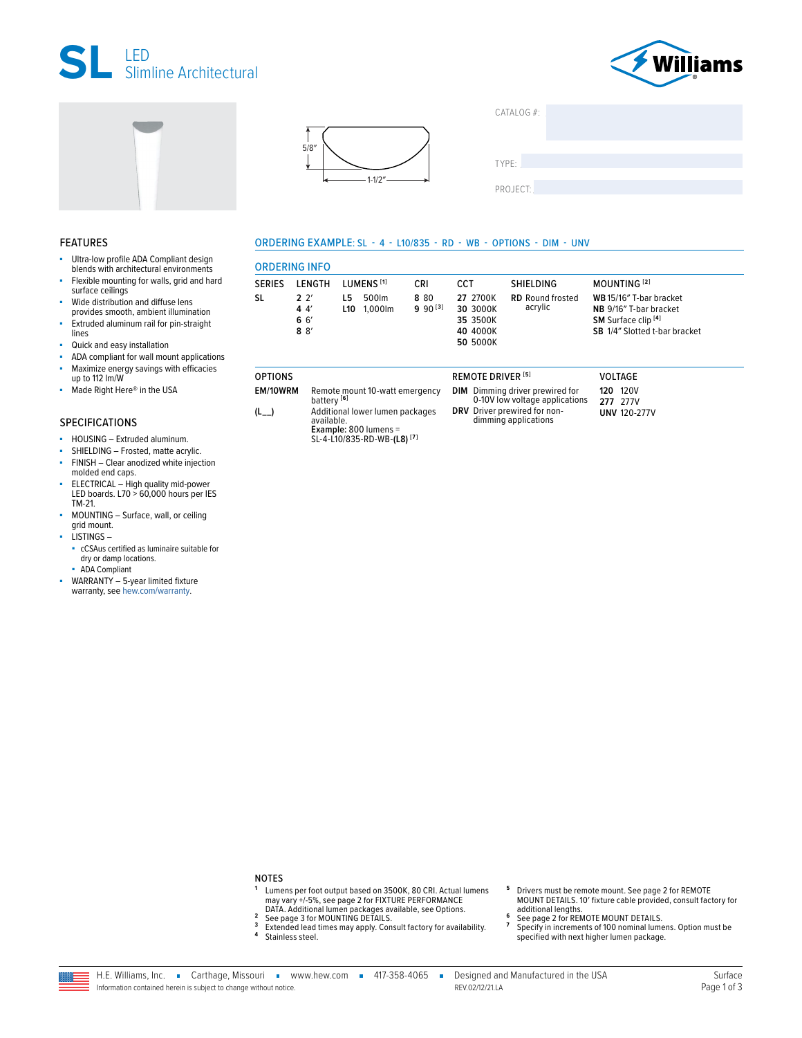# SL LED Slimline Architectural

5/8″
1-1/2″

CATALOG #:

TYPE:

PROJECT:

## FEATURES

- Ultra-low profile ADA Compliant design blends with architectural environments
- Flexible mounting for walls, grid and hard surface ceilings
- Wide distribution and diffuse lens provides smooth, ambient illumination
- Extruded aluminum rail for pin-straight lines
- Quick and easy installation
- ADA compliant for wall mount applications
- Maximize energy savings with efficacies up to 112 lm/W
- Made Right Here® in the USA

## SPECIFICATIONS

- HOUSING – Extruded aluminum.
- SHIELDING – Frosted, matte acrylic.
- FINISH – Clear anodized white injection molded end caps.
- ELECTRICAL – High quality mid-power LED boards. L70 > 60,000 hours per IES TM-21.
- MOUNTING – Surface, wall, or ceiling grid mount.
- LISTINGS –
  - cCSAus certified as luminaire suitable for dry or damp locations.
  - ADA Compliant
- WARRANTY – 5-year limited fixture warranty, see hew.com/warranty.

## ORDERING EXAMPLE: SL - 4 - L10/835 - RD - WB - OPTIONS - DIM - UNV

## ORDERING INFO

| SERIES | LENGTH | LUMENS [1] | CRI | CCT | SHIELDING | MOUNTING [2] |
|---|---|---|---|---|---|---|
| **SL** | **2** 2′ | **L5** 500lm | **8** 80 | **27** 2700K | **RD** Round frosted acrylic | **WB** 15/16″ T-bar bracket |
| | **4** 4′ | **L10** 1,000lm | **9** 90 [3] | **30** 3000K | | **NB** 9/16″ T-bar bracket |
| | **6** 6′ | | | **35** 3500K | | **SM** Surface clip [4] |
| | **8** 8′ | | | **40** 4000K | | **SB** 1/4″ Slotted t-bar bracket |
| | | | | **50** 5000K | | |

| OPTIONS | | REMOTE DRIVER [5] | VOLTAGE |
|---|---|---|---|
| **EM/10WRM** | Remote mount 10-watt emergency battery [6] | **DIM** Dimming driver prewired for 0-10V low voltage applications | **120** 120V |
| **(L__)** | Additional lower lumen packages available. **Example:** 800 lumens = SL-4-L10/835-RD-WB-**(L8)** [7] | **DRV** Driver prewired for non-dimming applications | **277** 277V |
| | | | **UNV** 120-277V |

## NOTES

1. Lumens per foot output based on 3500K, 80 CRI. Actual lumens may vary +/-5%, see page 2 for FIXTURE PERFORMANCE DATA. Additional lumen packages available, see Options.
2. See page 3 for MOUNTING DETAILS.
3. Extended lead times may apply. Consult factory for availability.
4. Stainless steel.
5. Drivers must be remote mount. See page 2 for REMOTE MOUNT DETAILS. 10′ fixture cable provided, consult factory for additional lengths.
6. See page 2 for REMOTE MOUNT DETAILS.
7. Specify in increments of 100 nominal lumens. Option must be specified with next higher lumen package.

H.E. Williams, Inc. ▪ Carthage, Missouri ▪ www.hew.com ▪ 417-358-4065 ▪ Designed and Manufactured in the USA
Information contained herein is subject to change without notice. REV.02/12/21.LA
Surface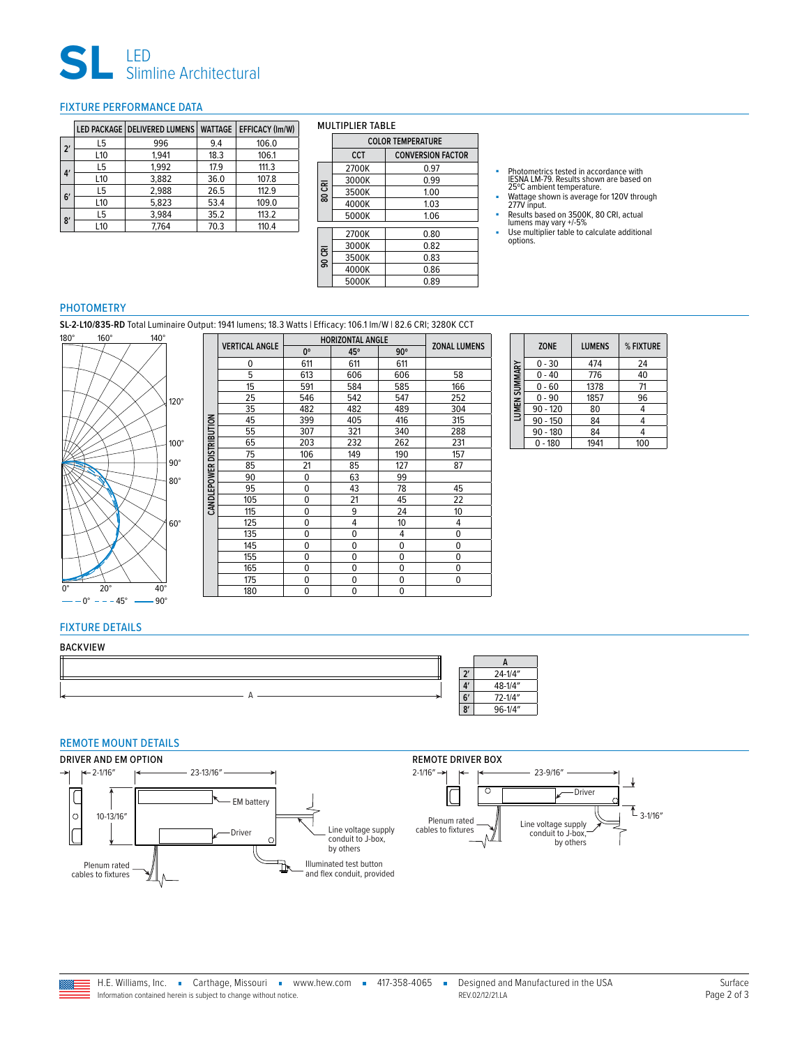# SL LED Slimline Architectural

## FIXTURE PERFORMANCE DATA

| | LED PACKAGE | DELIVERED LUMENS | WATTAGE | EFFICACY (lm/W) |
|---|---|---|---|---|
| 2′ | L5 | 996 | 9.4 | 106.0 |
| | L10 | 1,941 | 18.3 | 106.1 |
| 4′ | L5 | 1,992 | 17.9 | 111.3 |
| | L10 | 3,882 | 36.0 | 107.8 |
| 6′ | L5 | 2,988 | 26.5 | 112.9 |
| | L10 | 5,823 | 53.4 | 109.0 |
| 8′ | L5 | 3,984 | 35.2 | 113.2 |
| | L10 | 7,764 | 70.3 | 110.4 |

### MULTIPLIER TABLE

| | COLOR TEMPERATURE | |
|---|---|---|
| | CCT | CONVERSION FACTOR |
| 80 CRI | 2700K | 0.97 |
| | 3000K | 0.99 |
| | 3500K | 1.00 |
| | 4000K | 1.03 |
| | 5000K | 1.06 |
| 90 CRI | 2700K | 0.80 |
| | 3000K | 0.82 |
| | 3500K | 0.83 |
| | 4000K | 0.86 |
| | 5000K | 0.89 |

- Photometrics tested in accordance with IESNA LM-79. Results shown are based on 25ºC ambient temperature.
- Wattage shown is average for 120V through 277V input.
- Results based on 3500K, 80 CRI, actual lumens may vary +/-5%
- Use multiplier table to calculate additional options.

## PHOTOMETRY

**SL-2-L10/835-RD** Total Luminaire Output: 1941 lumens; 18.3 Watts | Efficacy: 106.1 lm/W | 82.6 CRI; 3280K CCT

180° 160° 140° 120° 100° 90° 80° 60° 0° 20° 40°

0° 45° 90°

| CANDLEPOWER DISTRIBUTION | | | | |
|---|---|---|---|---|
| VERTICAL ANGLE | HORIZONTAL ANGLE 0° | 45° | 90° | ZONAL LUMENS |
| 0 | 611 | 611 | 611 | |
| 5 | 613 | 606 | 606 | 58 |
| 15 | 591 | 584 | 585 | 166 |
| 25 | 546 | 542 | 547 | 252 |
| 35 | 482 | 482 | 489 | 304 |
| 45 | 399 | 405 | 416 | 315 |
| 55 | 307 | 321 | 340 | 288 |
| 65 | 203 | 232 | 262 | 231 |
| 75 | 106 | 149 | 190 | 157 |
| 85 | 21 | 85 | 127 | 87 |
| 90 | 0 | 63 | 99 | |
| 95 | 0 | 43 | 78 | 45 |
| 105 | 0 | 21 | 45 | 22 |
| 115 | 0 | 9 | 24 | 10 |
| 125 | 0 | 4 | 10 | 4 |
| 135 | 0 | 0 | 4 | 0 |
| 145 | 0 | 0 | 0 | 0 |
| 155 | 0 | 0 | 0 | 0 |
| 165 | 0 | 0 | 0 | 0 |
| 175 | 0 | 0 | 0 | 0 |
| 180 | 0 | 0 | 0 | |

| LUMEN SUMMARY | | |
|---|---|---|
| ZONE | LUMENS | % FIXTURE |
| 0 - 30 | 474 | 24 |
| 0 - 40 | 776 | 40 |
| 0 - 60 | 1378 | 71 |
| 0 - 90 | 1857 | 96 |
| 90 - 120 | 80 | 4 |
| 90 - 150 | 84 | 4 |
| 90 - 180 | 84 | 4 |
| 0 - 180 | 1941 | 100 |

## FIXTURE DETAILS

### BACKVIEW

A

| | A |
|---|---|
| 2′ | 24-1/4″ |
| 4′ | 48-1/4″ |
| 6′ | 72-1/4″ |
| 8′ | 96-1/4″ |

## REMOTE MOUNT DETAILS

### DRIVER AND EM OPTION

2-1/16″ 23-13/16″ 10-13/16″

EM battery

Driver

Line voltage supply conduit to J-box, by others

Plenum rated cables to fixtures

Illuminated test button and flex conduit, provided

### REMOTE DRIVER BOX

2-1/16″ 23-9/16″ 3-1/16″

Driver

Plenum rated cables to fixtures

Line voltage supply conduit to J-box, by others

H.E. Williams, Inc. ▪ Carthage, Missouri ▪ www.hew.com ▪ 417-358-4065 ▪ Designed and Manufactured in the USA

Information contained herein is subject to change without notice. REV.02/12/21.LA

Surface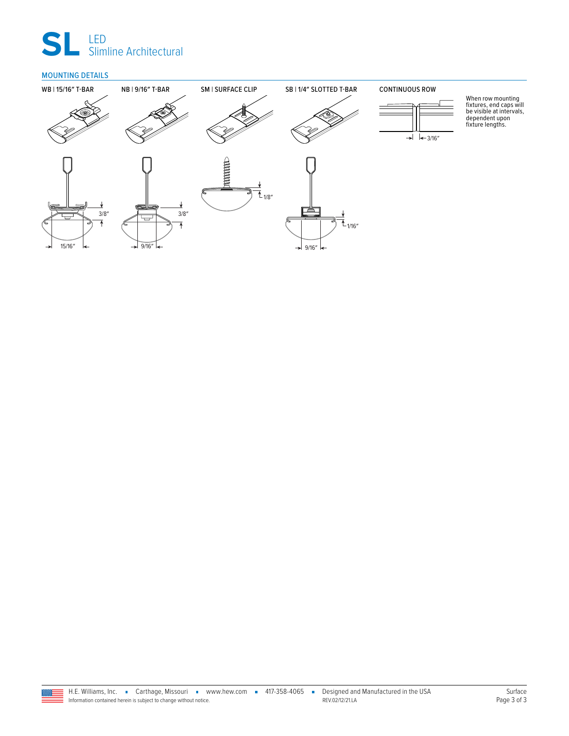# SL LED Slimline Architectural

## MOUNTING DETAILS

**WB | 15/16″ T-BAR**

3/8″

15/16″

**NB | 9/16″ T-BAR**

3/8″

9/16″

**SM | SURFACE CLIP**

1/8″

**SB | 1/4″ SLOTTED T-BAR**

1/16″

9/16″

**CONTINUOUS ROW**

3/16″

When row mounting fixtures, end caps will be visible at intervals, dependent upon fixture lengths.

H.E. Williams, Inc. ▪ Carthage, Missouri ▪ www.hew.com ▪ 417-358-4065 ▪ Designed and Manufactured in the USA

Information contained herein is subject to change without notice.

REV.02/12/21.LA

Surface